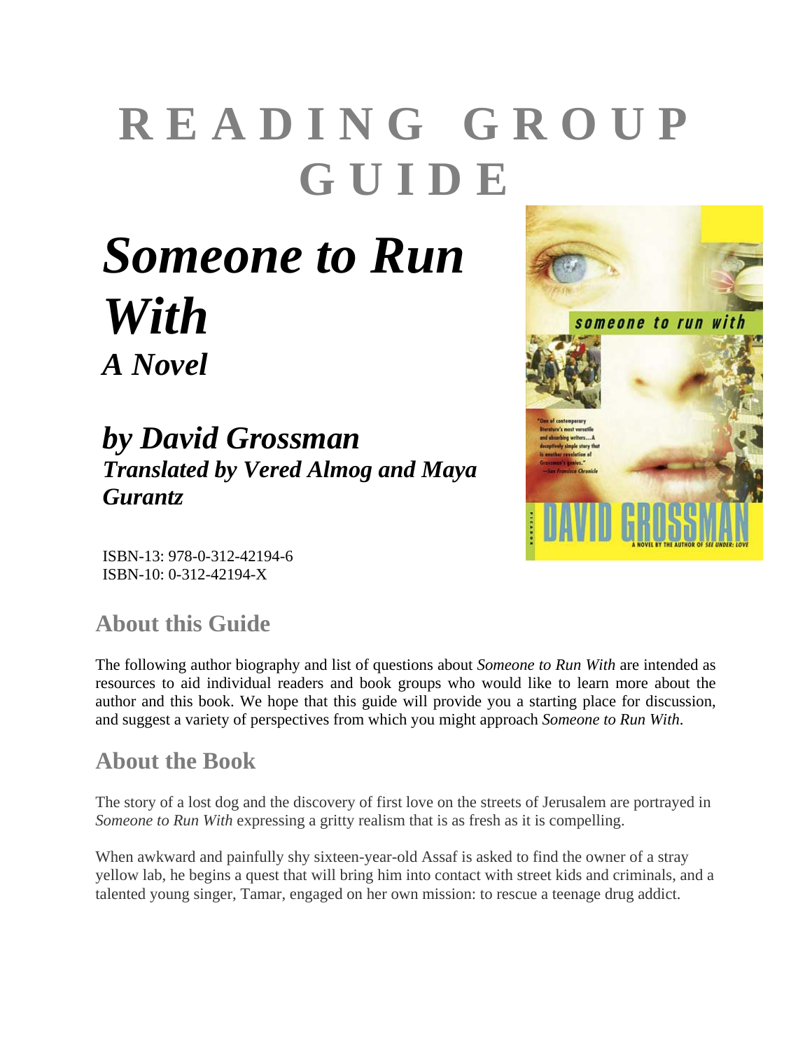# READING GROUP GUIDE

# *Someone to Run With*

## *A Novel*

## *by David Grossman*

### *Translated by Vered Almog and Maya Gurantz*

ISBN-13: 978-0-312-42194-6
ISBN-10: 0-312-42194-X

## About this Guide

The following author biography and list of questions about *Someone to Run With* are intended as resources to aid individual readers and book groups who would like to learn more about the author and this book. We hope that this guide will provide you a starting place for discussion, and suggest a variety of perspectives from which you might approach *Someone to Run With*.

## About the Book

The story of a lost dog and the discovery of first love on the streets of Jerusalem are portrayed in *Someone to Run With* expressing a gritty realism that is as fresh as it is compelling.

When awkward and painfully shy sixteen-year-old Assaf is asked to find the owner of a stray yellow lab, he begins a quest that will bring him into contact with street kids and criminals, and a talented young singer, Tamar, engaged on her own mission: to rescue a teenage drug addict.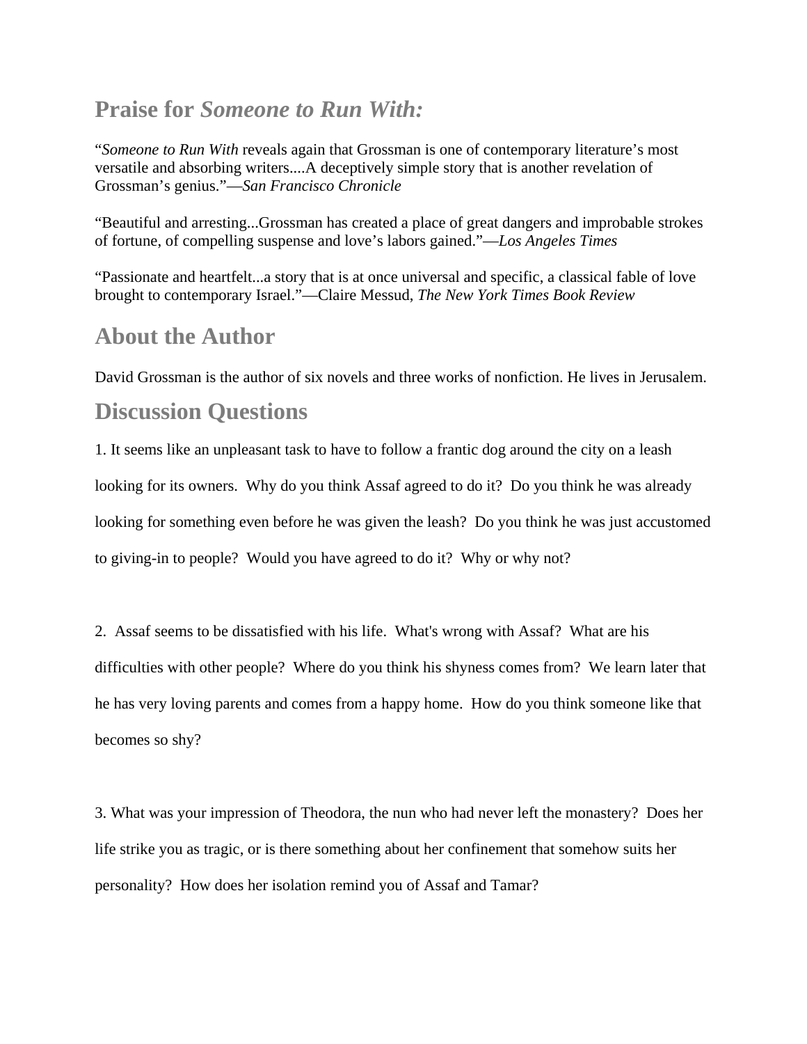## Praise for *Someone to Run With:*

"*Someone to Run With* reveals again that Grossman is one of contemporary literature's most versatile and absorbing writers....A deceptively simple story that is another revelation of Grossman's genius."—*San Francisco Chronicle*

"Beautiful and arresting...Grossman has created a place of great dangers and improbable strokes of fortune, of compelling suspense and love's labors gained."—*Los Angeles Times*

"Passionate and heartfelt...a story that is at once universal and specific, a classical fable of love brought to contemporary Israel."—Claire Messud, *The New York Times Book Review*

## About the Author

David Grossman is the author of six novels and three works of nonfiction. He lives in Jerusalem.

## Discussion Questions

1. It seems like an unpleasant task to have to follow a frantic dog around the city on a leash looking for its owners. Why do you think Assaf agreed to do it? Do you think he was already looking for something even before he was given the leash? Do you think he was just accustomed to giving-in to people? Would you have agreed to do it? Why or why not?

2. Assaf seems to be dissatisfied with his life. What's wrong with Assaf? What are his difficulties with other people? Where do you think his shyness comes from? We learn later that he has very loving parents and comes from a happy home. How do you think someone like that becomes so shy?

3. What was your impression of Theodora, the nun who had never left the monastery? Does her life strike you as tragic, or is there something about her confinement that somehow suits her personality? How does her isolation remind you of Assaf and Tamar?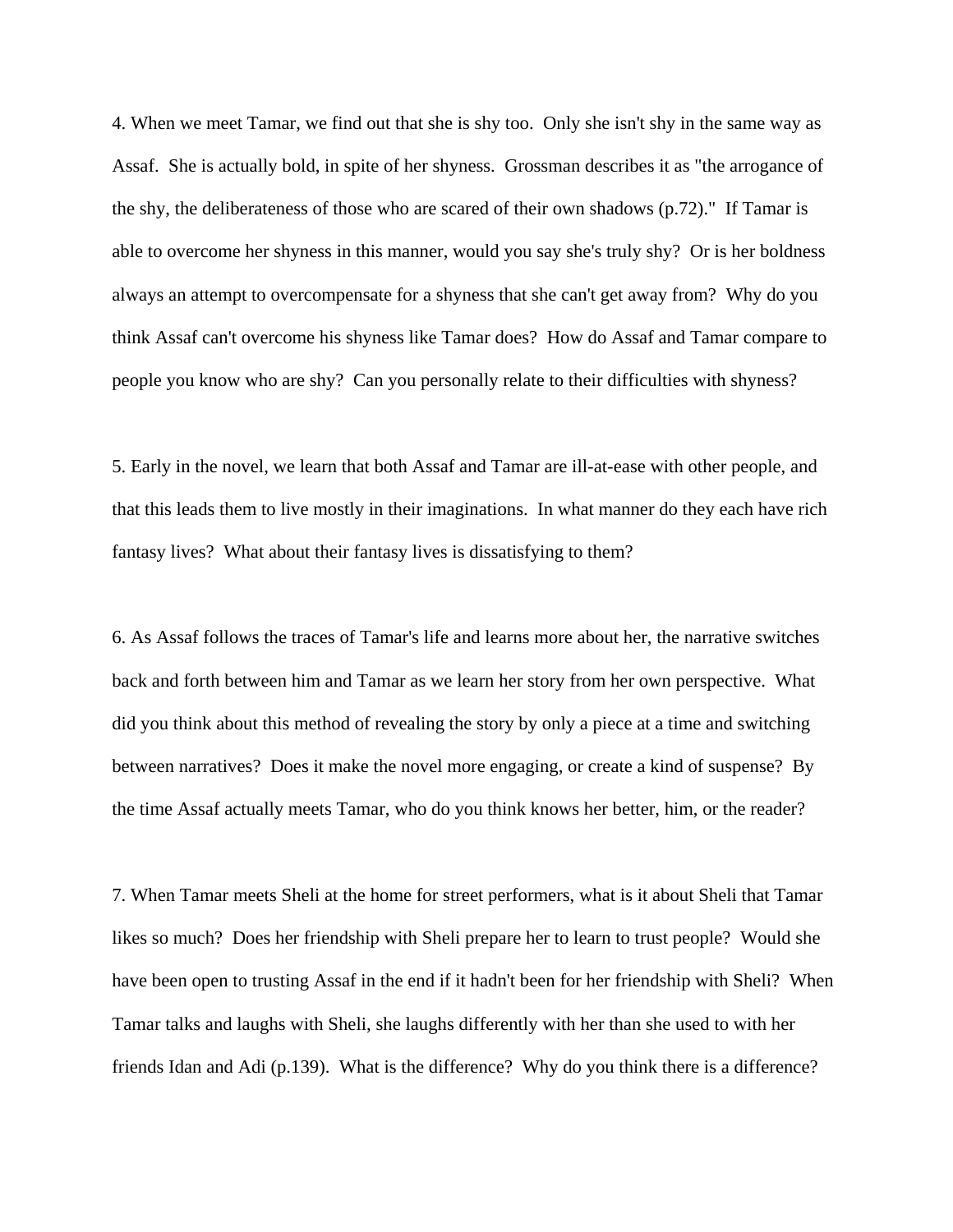4. When we meet Tamar, we find out that she is shy too. Only she isn't shy in the same way as Assaf. She is actually bold, in spite of her shyness. Grossman describes it as "the arrogance of the shy, the deliberateness of those who are scared of their own shadows (p.72)." If Tamar is able to overcome her shyness in this manner, would you say she's truly shy? Or is her boldness always an attempt to overcompensate for a shyness that she can't get away from? Why do you think Assaf can't overcome his shyness like Tamar does? How do Assaf and Tamar compare to people you know who are shy? Can you personally relate to their difficulties with shyness?

5. Early in the novel, we learn that both Assaf and Tamar are ill-at-ease with other people, and that this leads them to live mostly in their imaginations. In what manner do they each have rich fantasy lives? What about their fantasy lives is dissatisfying to them?

6. As Assaf follows the traces of Tamar's life and learns more about her, the narrative switches back and forth between him and Tamar as we learn her story from her own perspective. What did you think about this method of revealing the story by only a piece at a time and switching between narratives? Does it make the novel more engaging, or create a kind of suspense? By the time Assaf actually meets Tamar, who do you think knows her better, him, or the reader?

7. When Tamar meets Sheli at the home for street performers, what is it about Sheli that Tamar likes so much? Does her friendship with Sheli prepare her to learn to trust people? Would she have been open to trusting Assaf in the end if it hadn't been for her friendship with Sheli? When Tamar talks and laughs with Sheli, she laughs differently with her than she used to with her friends Idan and Adi (p.139). What is the difference? Why do you think there is a difference?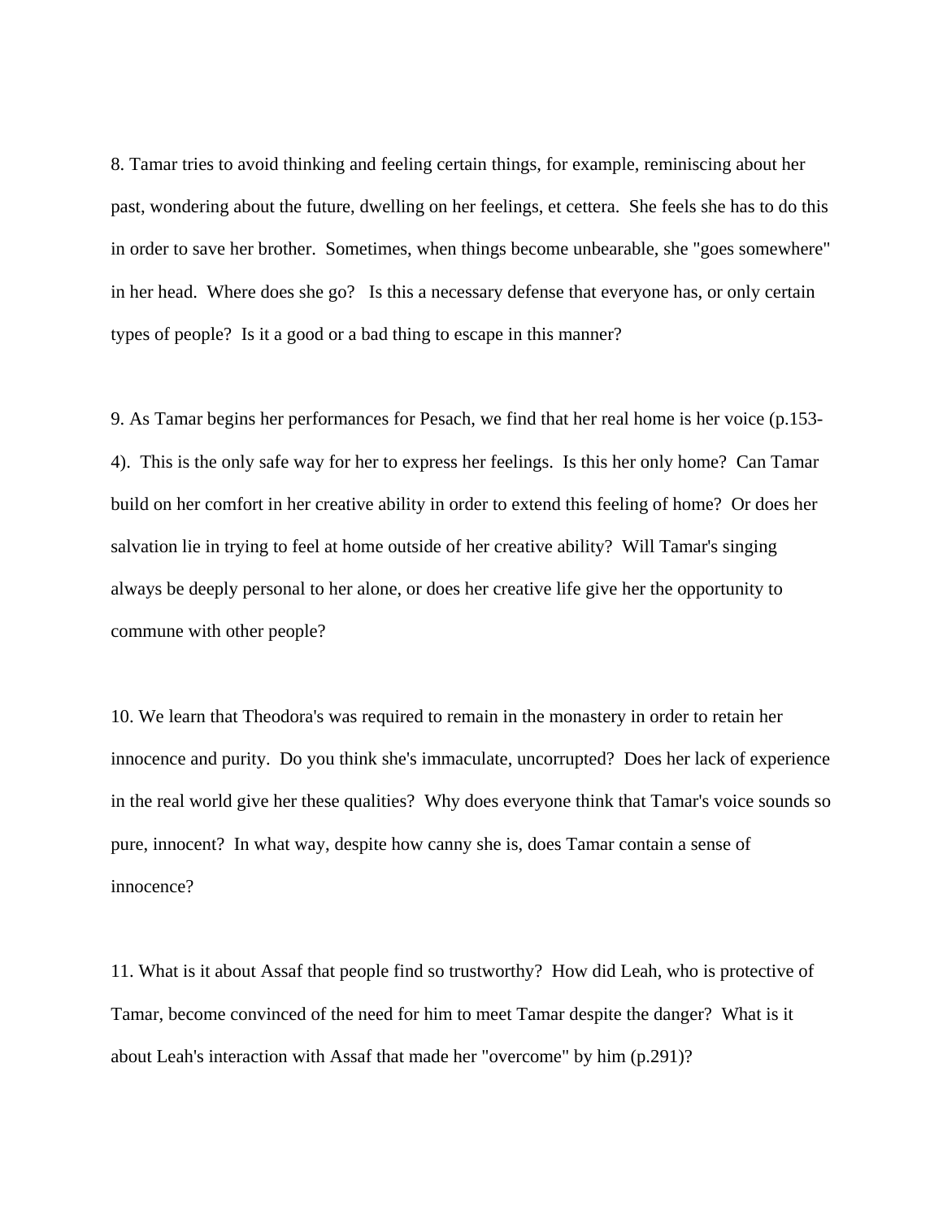8. Tamar tries to avoid thinking and feeling certain things, for example, reminiscing about her past, wondering about the future, dwelling on her feelings, et cettera. She feels she has to do this in order to save her brother. Sometimes, when things become unbearable, she "goes somewhere" in her head. Where does she go? Is this a necessary defense that everyone has, or only certain types of people? Is it a good or a bad thing to escape in this manner?

9. As Tamar begins her performances for Pesach, we find that her real home is her voice (p.153-4). This is the only safe way for her to express her feelings. Is this her only home? Can Tamar build on her comfort in her creative ability in order to extend this feeling of home? Or does her salvation lie in trying to feel at home outside of her creative ability? Will Tamar's singing always be deeply personal to her alone, or does her creative life give her the opportunity to commune with other people?

10. We learn that Theodora's was required to remain in the monastery in order to retain her innocence and purity. Do you think she's immaculate, uncorrupted? Does her lack of experience in the real world give her these qualities? Why does everyone think that Tamar's voice sounds so pure, innocent? In what way, despite how canny she is, does Tamar contain a sense of innocence?

11. What is it about Assaf that people find so trustworthy? How did Leah, who is protective of Tamar, become convinced of the need for him to meet Tamar despite the danger? What is it about Leah's interaction with Assaf that made her "overcome" by him (p.291)?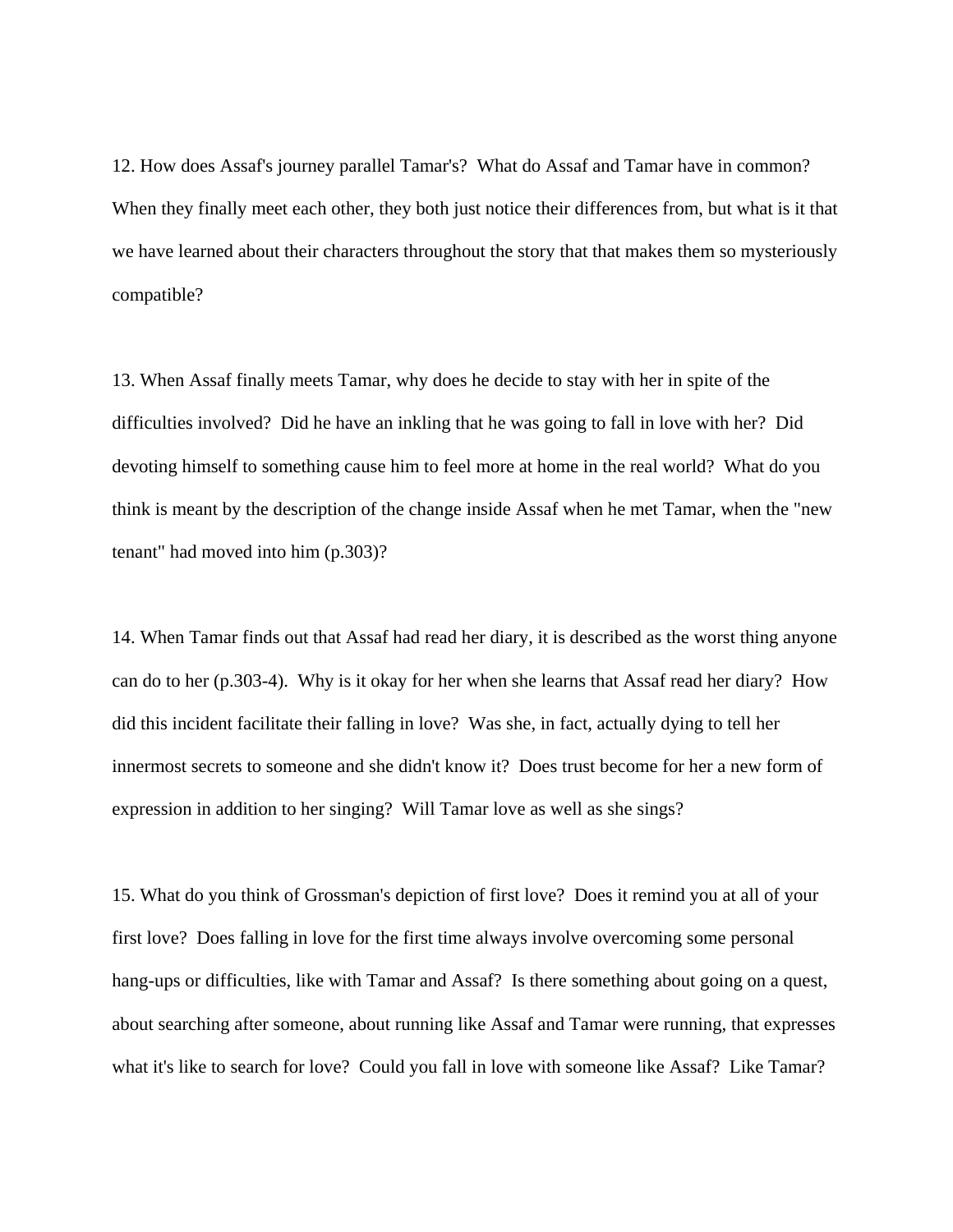12. How does Assaf's journey parallel Tamar's? What do Assaf and Tamar have in common? When they finally meet each other, they both just notice their differences from, but what is it that we have learned about their characters throughout the story that that makes them so mysteriously compatible?

13. When Assaf finally meets Tamar, why does he decide to stay with her in spite of the difficulties involved? Did he have an inkling that he was going to fall in love with her? Did devoting himself to something cause him to feel more at home in the real world? What do you think is meant by the description of the change inside Assaf when he met Tamar, when the "new tenant" had moved into him (p.303)?

14. When Tamar finds out that Assaf had read her diary, it is described as the worst thing anyone can do to her (p.303-4). Why is it okay for her when she learns that Assaf read her diary? How did this incident facilitate their falling in love? Was she, in fact, actually dying to tell her innermost secrets to someone and she didn't know it? Does trust become for her a new form of expression in addition to her singing? Will Tamar love as well as she sings?

15. What do you think of Grossman's depiction of first love? Does it remind you at all of your first love? Does falling in love for the first time always involve overcoming some personal hang-ups or difficulties, like with Tamar and Assaf? Is there something about going on a quest, about searching after someone, about running like Assaf and Tamar were running, that expresses what it's like to search for love? Could you fall in love with someone like Assaf? Like Tamar?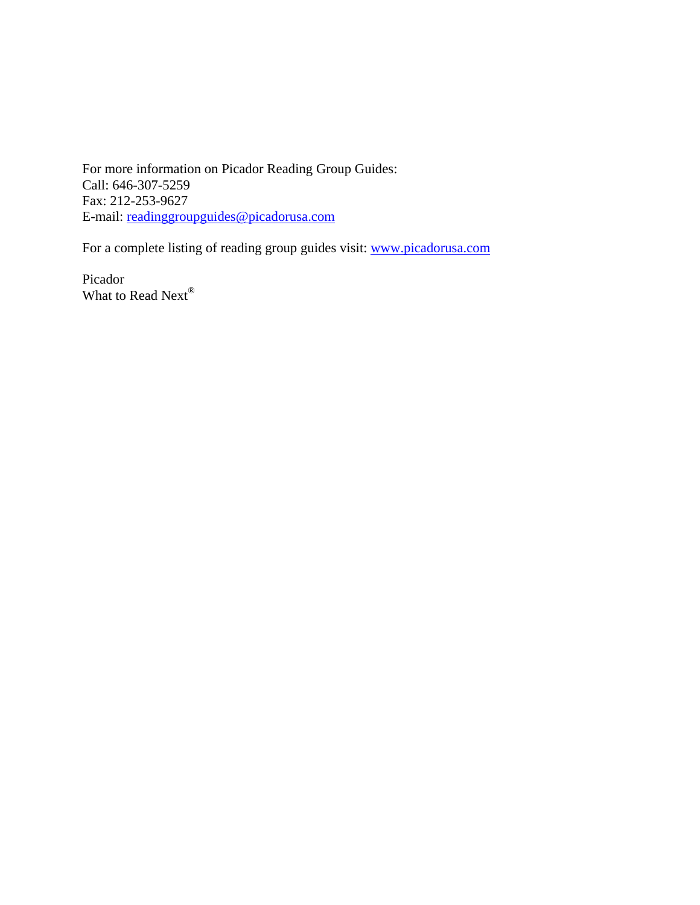For more information on Picador Reading Group Guides:
Call: 646-307-5259
Fax: 212-253-9627
E-mail: readinggroupguides@picadorusa.com

For a complete listing of reading group guides visit: www.picadorusa.com

Picador
What to Read Next®